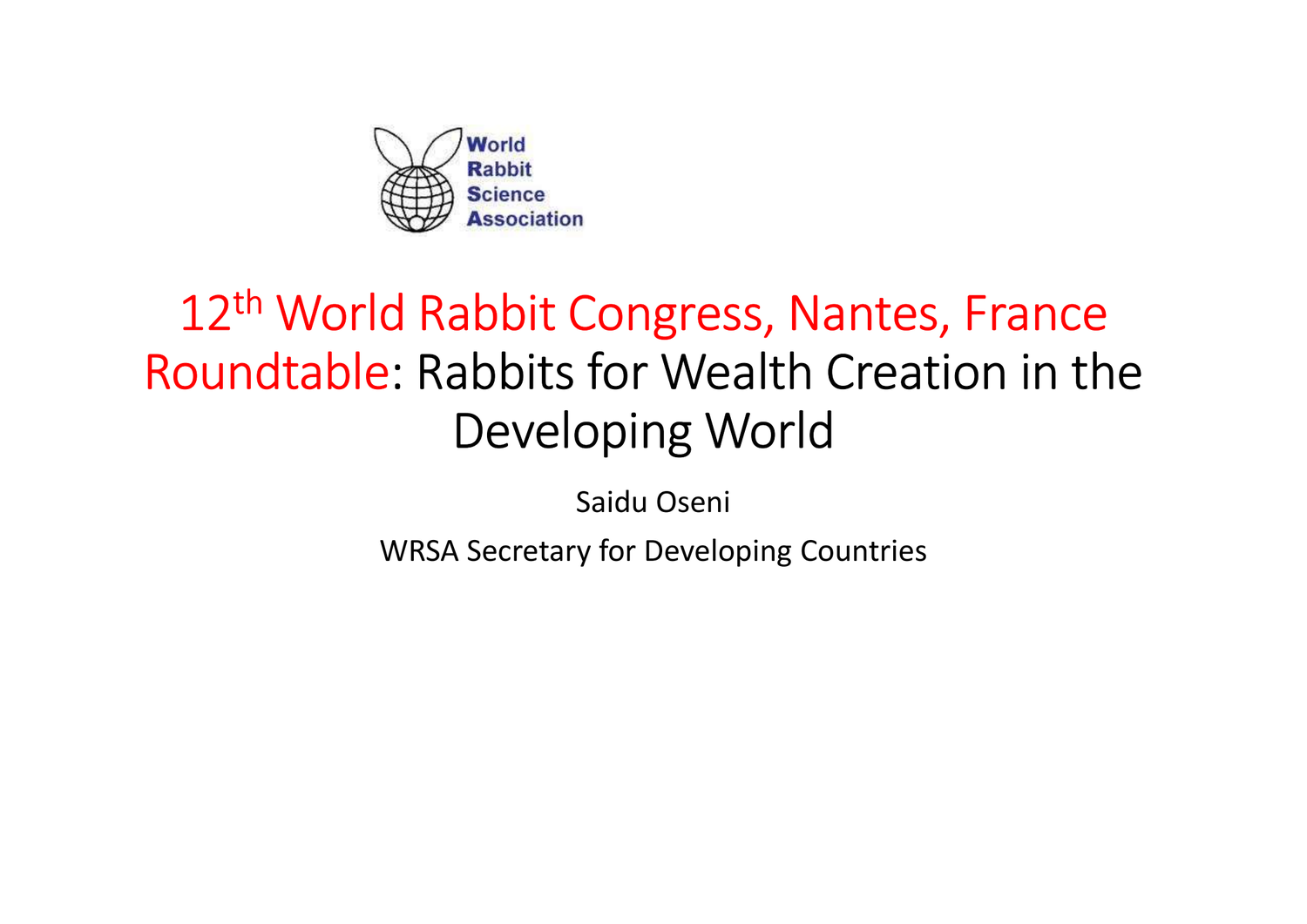World Rabbit Science Association

# 12th World Rabbit Congress, Nantes, France

# Roundtable: Rabbits for Wealth Creation in the Developing World

Saidu Oseni

WRSA Secretary for Developing Countries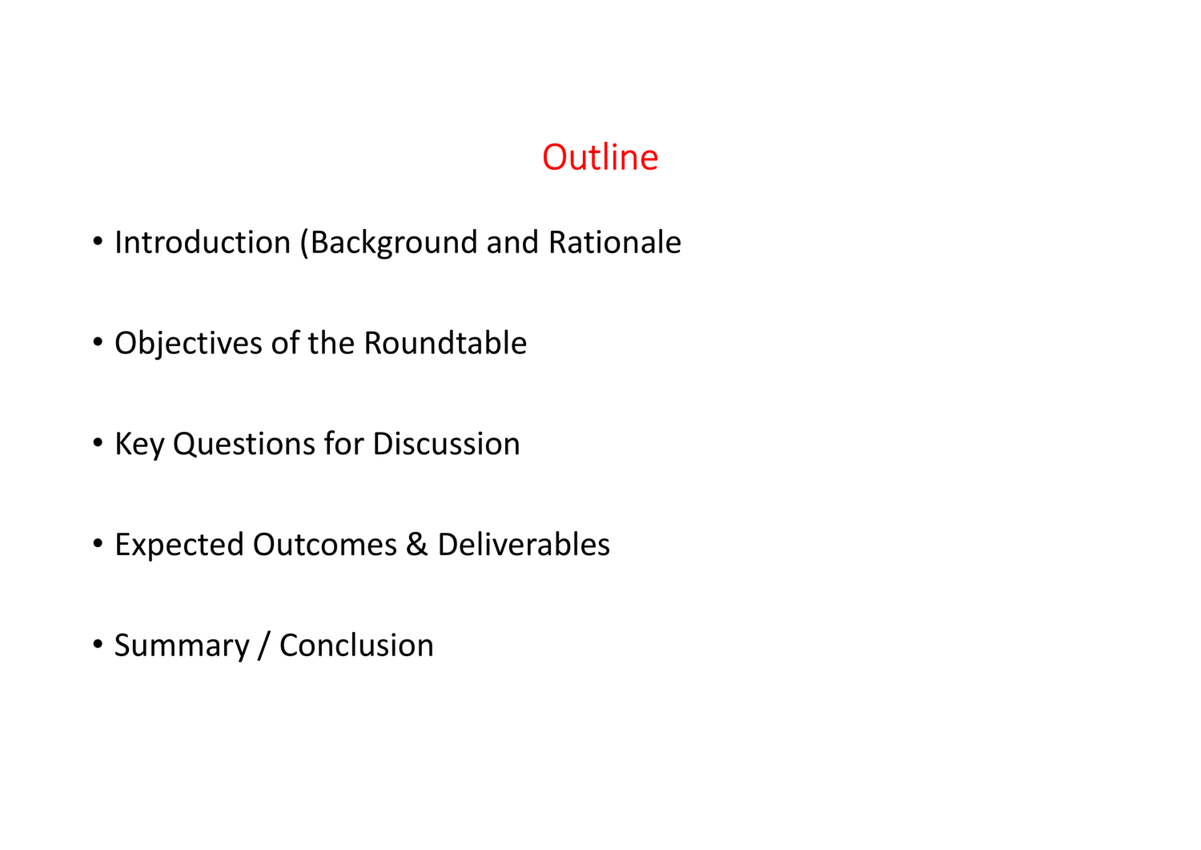# Outline

- Introduction (Background and Rationale
- Objectives of the Roundtable
- Key Questions for Discussion
- Expected Outcomes & Deliverables
- Summary / Conclusion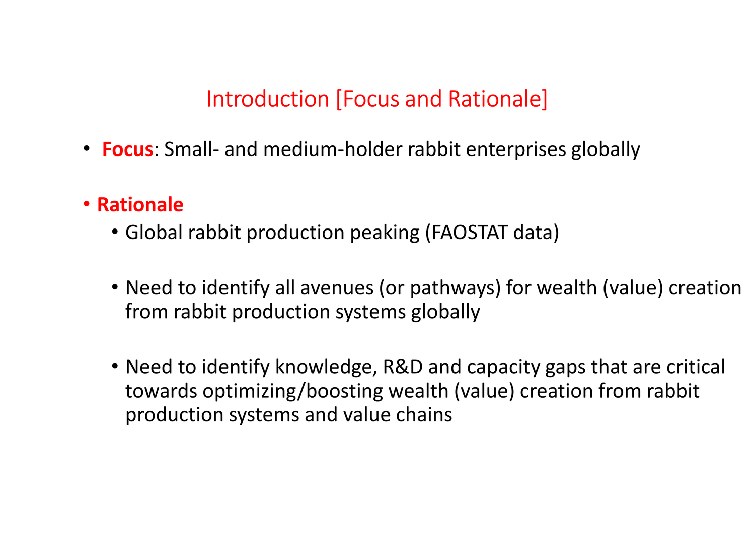# Introduction [Focus and Rationale]

- **Focus**: Small- and medium-holder rabbit enterprises globally
- **Rationale**
  - Global rabbit production peaking (FAOSTAT data)
  - Need to identify all avenues (or pathways) for wealth (value) creation from rabbit production systems globally
  - Need to identify knowledge, R&D and capacity gaps that are critical towards optimizing/boosting wealth (value) creation from rabbit production systems and value chains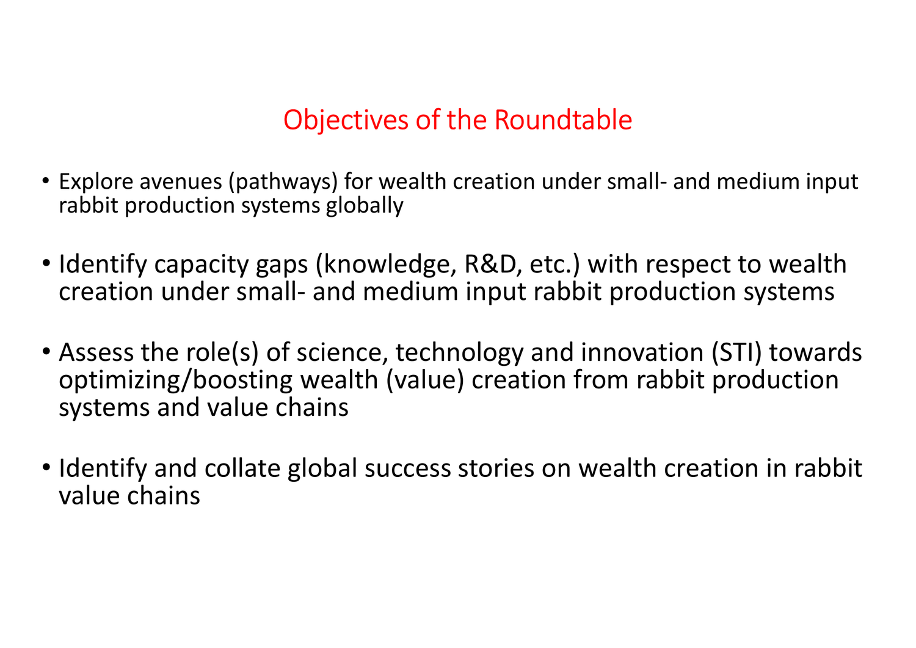# Objectives of the Roundtable

- Explore avenues (pathways) for wealth creation under small- and medium input rabbit production systems globally

- Identify capacity gaps (knowledge, R&D, etc.) with respect to wealth creation under small- and medium input rabbit production systems

- Assess the role(s) of science, technology and innovation (STI) towards optimizing/boosting wealth (value) creation from rabbit production systems and value chains

- Identify and collate global success stories on wealth creation in rabbit value chains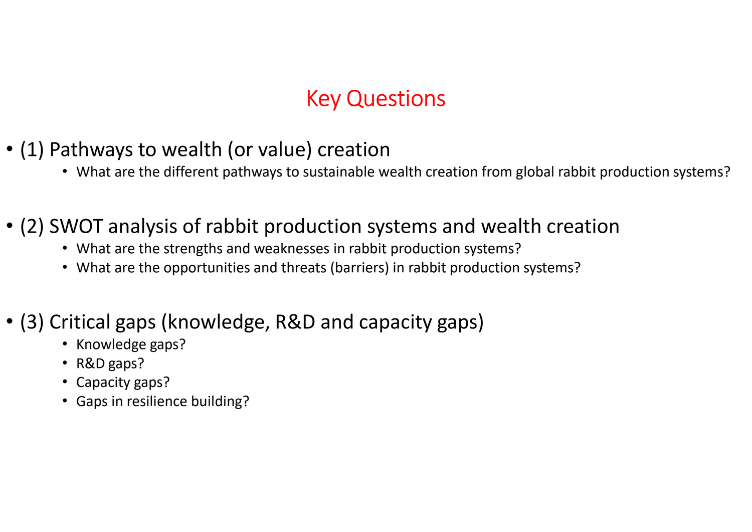# Key Questions

- (1) Pathways to wealth (or value) creation
  - What are the different pathways to sustainable wealth creation from global rabbit production systems?

- (2) SWOT analysis of rabbit production systems and wealth creation
  - What are the strengths and weaknesses in rabbit production systems?
  - What are the opportunities and threats (barriers) in rabbit production systems?

- (3) Critical gaps (knowledge, R&D and capacity gaps)
  - Knowledge gaps?
  - R&D gaps?
  - Capacity gaps?
  - Gaps in resilience building?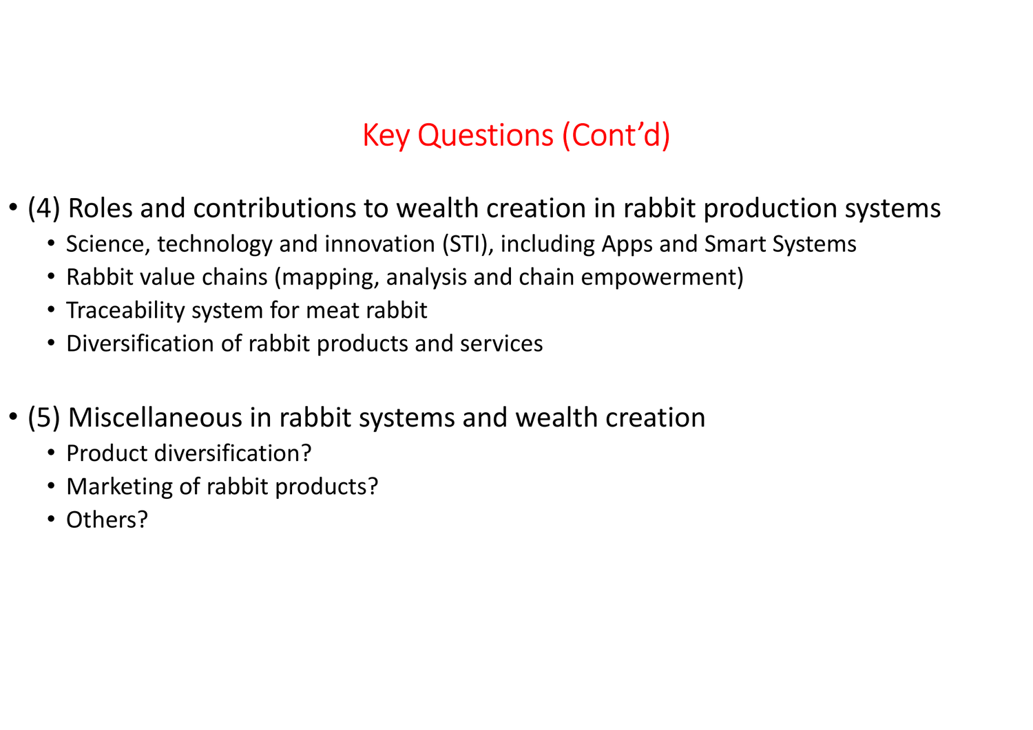## Key Questions (Cont'd)

- (4) Roles and contributions to wealth creation in rabbit production systems
  - Science, technology and innovation (STI), including Apps and Smart Systems
  - Rabbit value chains (mapping, analysis and chain empowerment)
  - Traceability system for meat rabbit
  - Diversification of rabbit products and services

- (5) Miscellaneous in rabbit systems and wealth creation
  - Product diversification?
  - Marketing of rabbit products?
  - Others?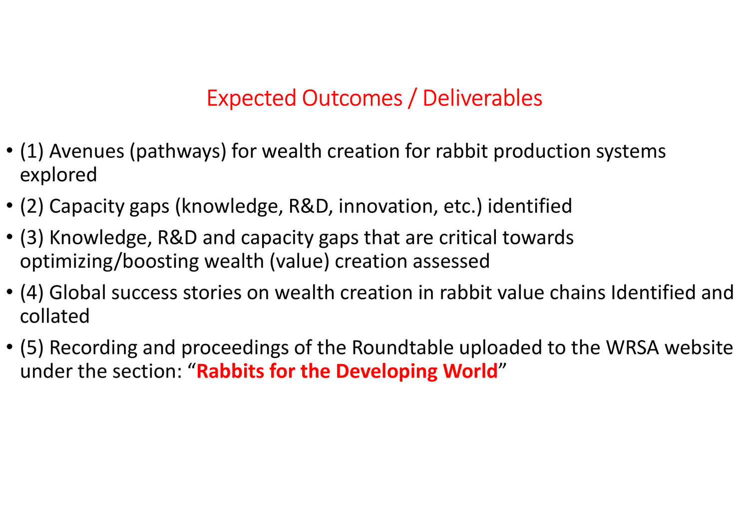# Expected Outcomes / Deliverables

- (1) Avenues (pathways) for wealth creation for rabbit production systems explored
- (2) Capacity gaps (knowledge, R&D, innovation, etc.) identified
- (3) Knowledge, R&D and capacity gaps that are critical towards optimizing/boosting wealth (value) creation assessed
- (4) Global success stories on wealth creation in rabbit value chains Identified and collated
- (5) Recording and proceedings of the Roundtable uploaded to the WRSA website under the section: "**Rabbits for the Developing World**"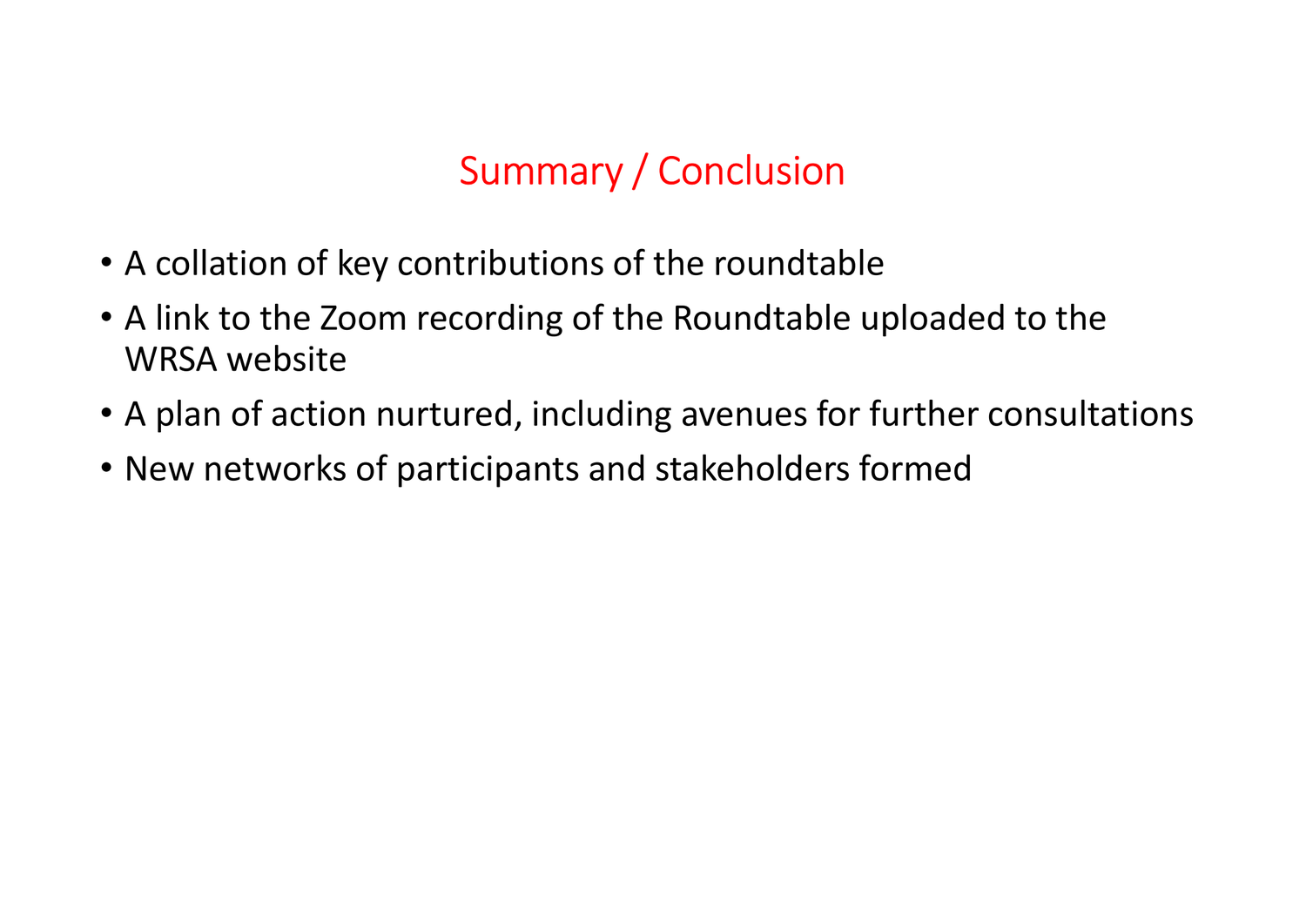# Summary / Conclusion

- A collation of key contributions of the roundtable
- A link to the Zoom recording of the Roundtable uploaded to the WRSA website
- A plan of action nurtured, including avenues for further consultations
- New networks of participants and stakeholders formed